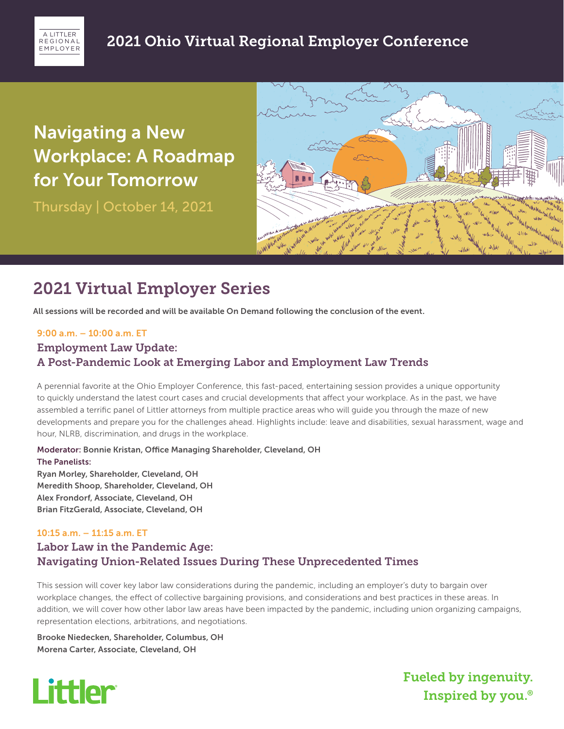A LITTLER REGIONAL EMPLOYER

# 2021 Ohio Virtual Regional Employer Conference

## Navigating a New Workplace: A Roadmap for Your Tomorrow

Thursday | October 14, 2021

## 2021 Virtual Employer Series

**All sessions will be recorded and will be available On Demand following the conclusion of the event.**

**9:00 a.m. – 10:00 a.m. ET**

### Employment Law Update: A Post-Pandemic Look at Emerging Labor and Employment Law Trends

A perennial favorite at the Ohio Employer Conference, this fast-paced, entertaining session provides a unique opportunity to quickly understand the latest court cases and crucial developments that affect your workplace. As in the past, we have assembled a terrific panel of Littler attorneys from multiple practice areas who will guide you through the maze of new developments and prepare you for the challenges ahead. Highlights include: leave and disabilities, sexual harassment, wage and hour, NLRB, discrimination, and drugs in the workplace.

**Moderator:** **Bonnie Kristan, Office Managing Shareholder, Cleveland, OH**
**The Panelists:**
**Ryan Morley, Shareholder, Cleveland, OH**
**Meredith Shoop, Shareholder, Cleveland, OH**
**Alex Frondorf, Associate, Cleveland, OH**
**Brian FitzGerald, Associate, Cleveland, OH**

**10:15 a.m. – 11:15 a.m. ET**

### Labor Law in the Pandemic Age: Navigating Union-Related Issues During These Unprecedented Times

This session will cover key labor law considerations during the pandemic, including an employer's duty to bargain over workplace changes, the effect of collective bargaining provisions, and considerations and best practices in these areas. In addition, we will cover how other labor law areas have been impacted by the pandemic, including union organizing campaigns, representation elections, arbitrations, and negotiations.

**Brooke Niedecken, Shareholder, Columbus, OH**
**Morena Carter, Associate, Cleveland, OH**

Littler

Fueled by ingenuity.
Inspired by you.®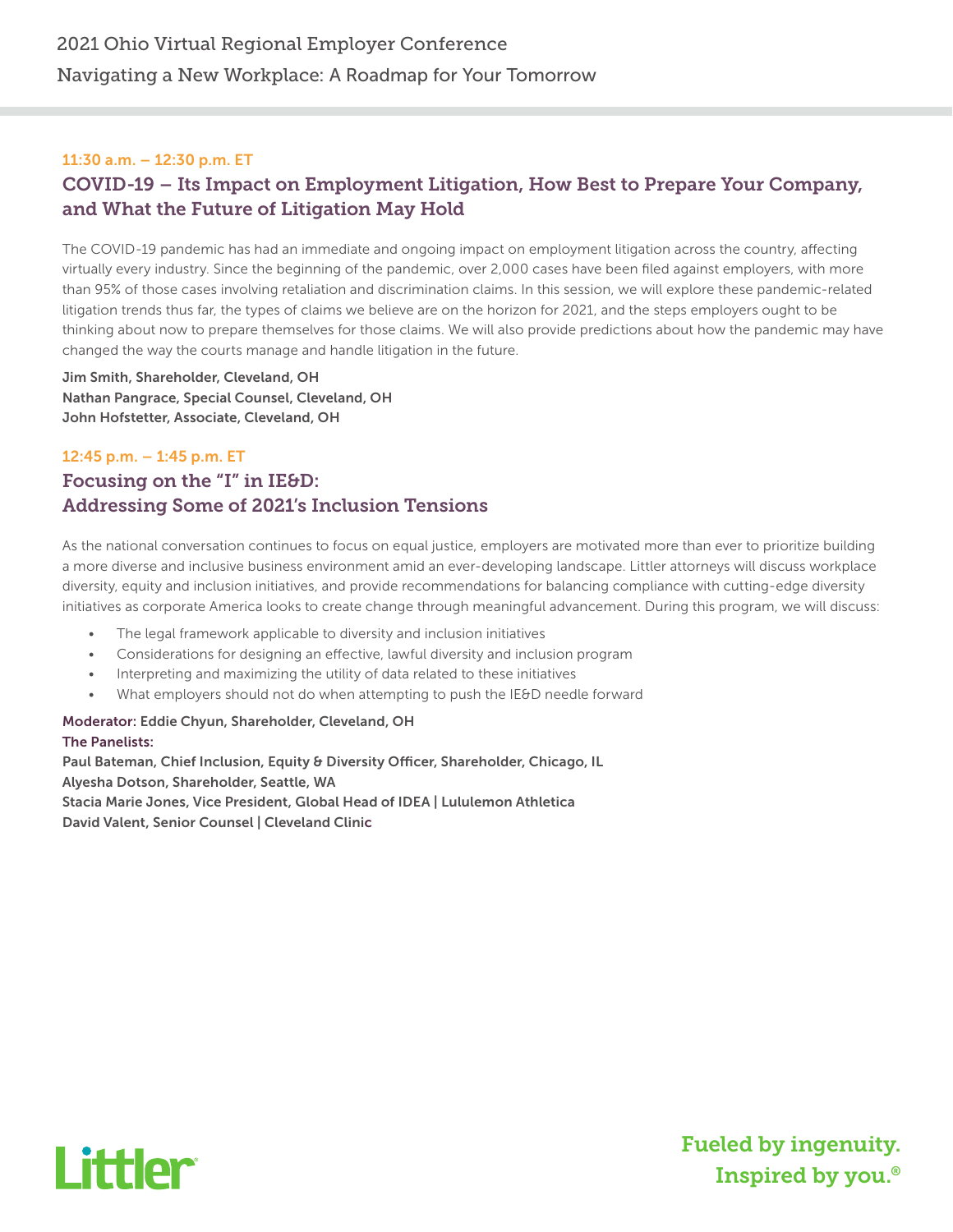### 11:30 a.m. – 12:30 p.m. ET

## COVID-19 – Its Impact on Employment Litigation, How Best to Prepare Your Company, and What the Future of Litigation May Hold

The COVID-19 pandemic has had an immediate and ongoing impact on employment litigation across the country, affecting virtually every industry. Since the beginning of the pandemic, over 2,000 cases have been filed against employers, with more than 95% of those cases involving retaliation and discrimination claims. In this session, we will explore these pandemic-related litigation trends thus far, the types of claims we believe are on the horizon for 2021, and the steps employers ought to be thinking about now to prepare themselves for those claims. We will also provide predictions about how the pandemic may have changed the way the courts manage and handle litigation in the future.

**Jim Smith, Shareholder, Cleveland, OH**
**Nathan Pangrace, Special Counsel, Cleveland, OH**
**John Hofstetter, Associate, Cleveland, OH**

### 12:45 p.m. – 1:45 p.m. ET

## Focusing on the "I" in IE&D: Addressing Some of 2021's Inclusion Tensions

As the national conversation continues to focus on equal justice, employers are motivated more than ever to prioritize building a more diverse and inclusive business environment amid an ever-developing landscape. Littler attorneys will discuss workplace diversity, equity and inclusion initiatives, and provide recommendations for balancing compliance with cutting-edge diversity initiatives as corporate America looks to create change through meaningful advancement. During this program, we will discuss:

- The legal framework applicable to diversity and inclusion initiatives
- Considerations for designing an effective, lawful diversity and inclusion program
- Interpreting and maximizing the utility of data related to these initiatives
- What employers should not do when attempting to push the IE&D needle forward

**Moderator: Eddie Chyun, Shareholder, Cleveland, OH**
**The Panelists:**
**Paul Bateman, Chief Inclusion, Equity & Diversity Officer, Shareholder, Chicago, IL**
**Alyesha Dotson, Shareholder, Seattle, WA**
**Stacia Marie Jones, Vice President, Global Head of IDEA | Lululemon Athletica**
**David Valent, Senior Counsel | Cleveland Clinic**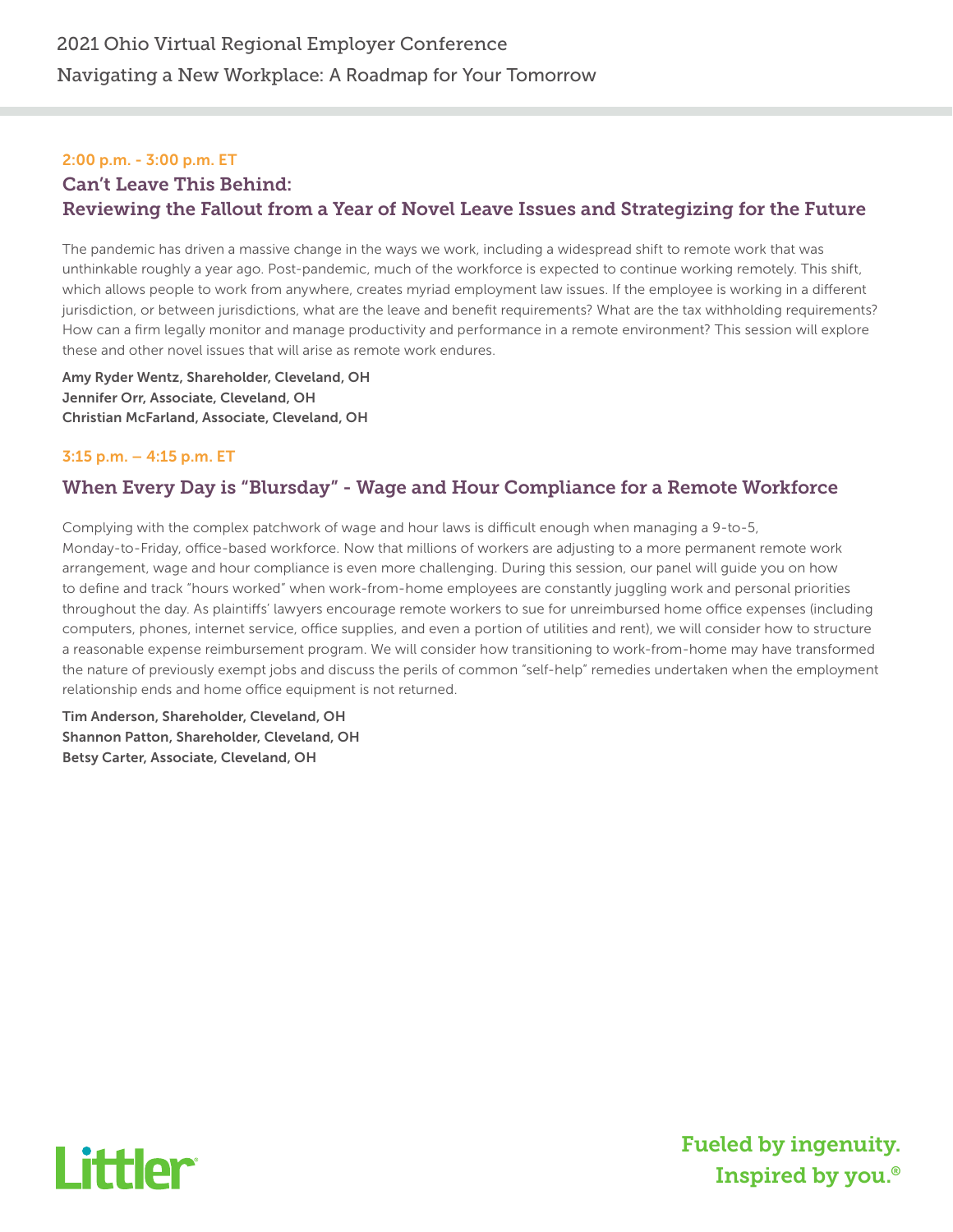**2:00 p.m. - 3:00 p.m. ET**

## Can't Leave This Behind: Reviewing the Fallout from a Year of Novel Leave Issues and Strategizing for the Future

The pandemic has driven a massive change in the ways we work, including a widespread shift to remote work that was unthinkable roughly a year ago. Post-pandemic, much of the workforce is expected to continue working remotely. This shift, which allows people to work from anywhere, creates myriad employment law issues. If the employee is working in a different jurisdiction, or between jurisdictions, what are the leave and benefit requirements? What are the tax withholding requirements? How can a firm legally monitor and manage productivity and performance in a remote environment? This session will explore these and other novel issues that will arise as remote work endures.

**Amy Ryder Wentz, Shareholder, Cleveland, OH**
**Jennifer Orr, Associate, Cleveland, OH**
**Christian McFarland, Associate, Cleveland, OH**

**3:15 p.m. – 4:15 p.m. ET**

## When Every Day is "Blursday" - Wage and Hour Compliance for a Remote Workforce

Complying with the complex patchwork of wage and hour laws is difficult enough when managing a 9-to-5, Monday-to-Friday, office-based workforce. Now that millions of workers are adjusting to a more permanent remote work arrangement, wage and hour compliance is even more challenging. During this session, our panel will guide you on how to define and track "hours worked" when work-from-home employees are constantly juggling work and personal priorities throughout the day. As plaintiffs' lawyers encourage remote workers to sue for unreimbursed home office expenses (including computers, phones, internet service, office supplies, and even a portion of utilities and rent), we will consider how to structure a reasonable expense reimbursement program. We will consider how transitioning to work-from-home may have transformed the nature of previously exempt jobs and discuss the perils of common "self-help" remedies undertaken when the employment relationship ends and home office equipment is not returned.

**Tim Anderson, Shareholder, Cleveland, OH**
**Shannon Patton, Shareholder, Cleveland, OH**
**Betsy Carter, Associate, Cleveland, OH**

Littler

Fueled by ingenuity.
Inspired by you.®